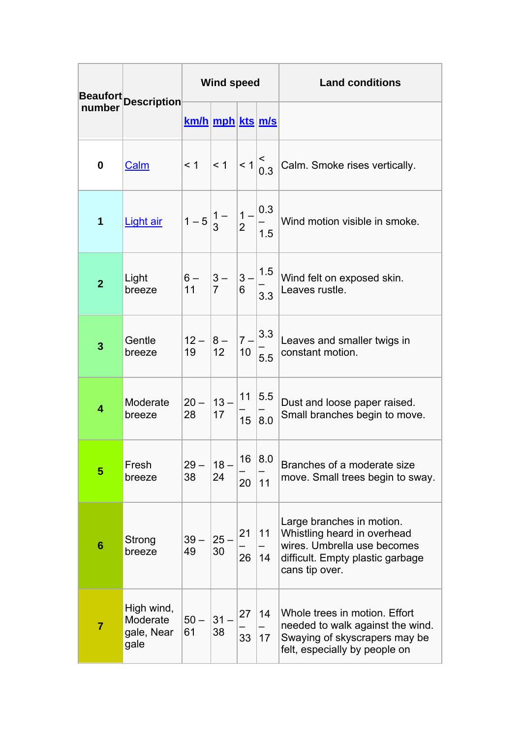| Beaufort number | Description | Wind speed | | | | Land conditions |
|---|---|---|---|---|---|---|
| | | km/h | mph | kts | m/s | |
| 0 | Calm | < 1 | < 1 | < 1 | < 0.3 | Calm. Smoke rises vertically. |
| 1 | Light air | 1 – 5 | 1 – 3 | 1 – 2 | 0.3 – 1.5 | Wind motion visible in smoke. |
| 2 | Light breeze | 6 – 11 | 3 – 7 | 3 – 6 | 1.5 – 3.3 | Wind felt on exposed skin. Leaves rustle. |
| 3 | Gentle breeze | 12 – 19 | 8 – 12 | 7 – 10 | 3.3 – 5.5 | Leaves and smaller twigs in constant motion. |
| 4 | Moderate breeze | 20 – 28 | 13 – 17 | 11 – 15 | 5.5 – 8.0 | Dust and loose paper raised. Small branches begin to move. |
| 5 | Fresh breeze | 29 – 38 | 18 – 24 | 16 – 20 | 8.0 – 11 | Branches of a moderate size move. Small trees begin to sway. |
| 6 | Strong breeze | 39 – 49 | 25 – 30 | 21 – 26 | 11 – 14 | Large branches in motion. Whistling heard in overhead wires. Umbrella use becomes difficult. Empty plastic garbage cans tip over. |
| 7 | High wind, Moderate gale, Near gale | 50 – 61 | 31 – 38 | 27 – 33 | 14 – 17 | Whole trees in motion. Effort needed to walk against the wind. Swaying of skyscrapers may be felt, especially by people on |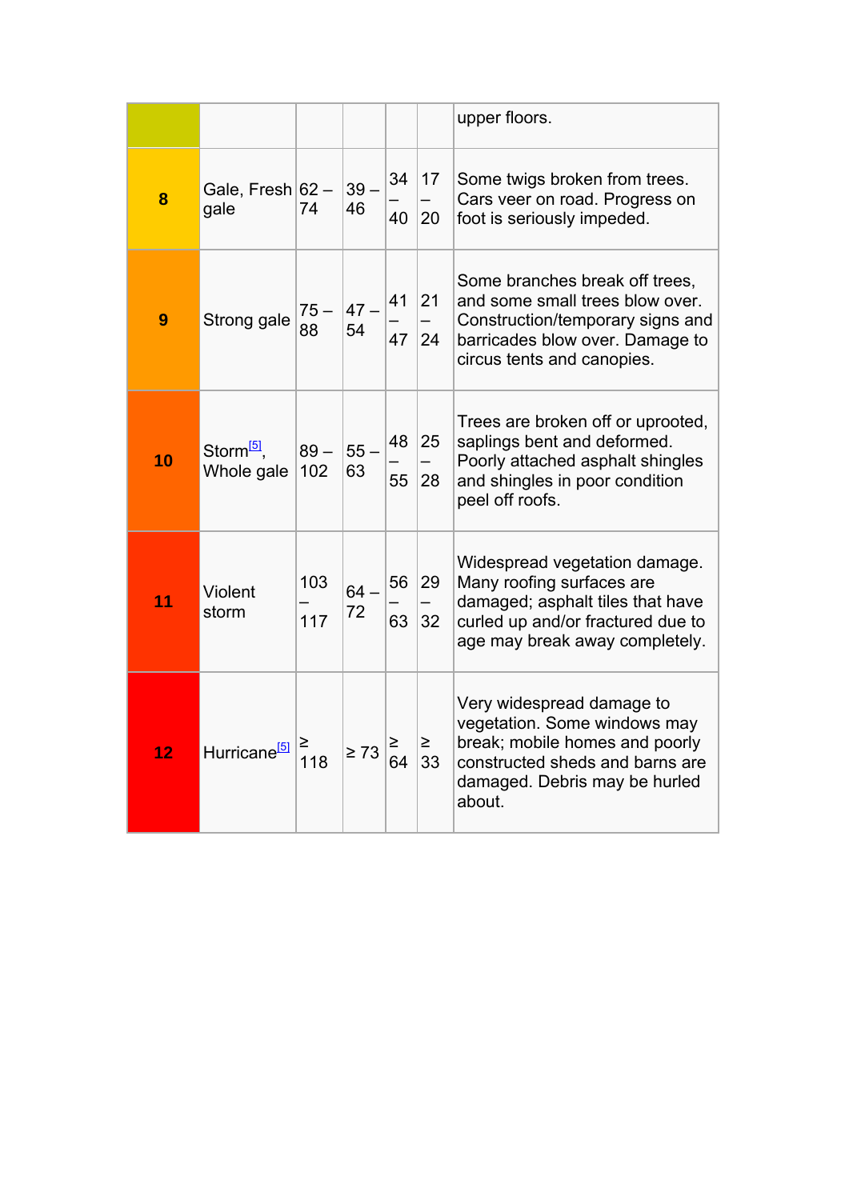| | | | | | | |
|---|---|---|---|---|---|---|
| | | | | | | upper floors. |
| **8** | Gale, Fresh gale | 62 – 74 | 39 – 46 | 34 – 40 | 17 – 20 | Some twigs broken from trees. Cars veer on road. Progress on foot is seriously impeded. |
| **9** | Strong gale | 75 – 88 | 47 – 54 | 41 – 47 | 21 – 24 | Some branches break off trees, and some small trees blow over. Construction/temporary signs and barricades blow over. Damage to circus tents and canopies. |
| **10** | Storm[5], Whole gale | 89 – 102 | 55 – 63 | 48 – 55 | 25 – 28 | Trees are broken off or uprooted, saplings bent and deformed. Poorly attached asphalt shingles and shingles in poor condition peel off roofs. |
| **11** | Violent storm | 103 – 117 | 64 – 72 | 56 – 63 | 29 – 32 | Widespread vegetation damage. Many roofing surfaces are damaged; asphalt tiles that have curled up and/or fractured due to age may break away completely. |
| **12** | Hurricane[5] | ≥ 118 | ≥ 73 | ≥ 64 | ≥ 33 | Very widespread damage to vegetation. Some windows may break; mobile homes and poorly constructed sheds and barns are damaged. Debris may be hurled about. |